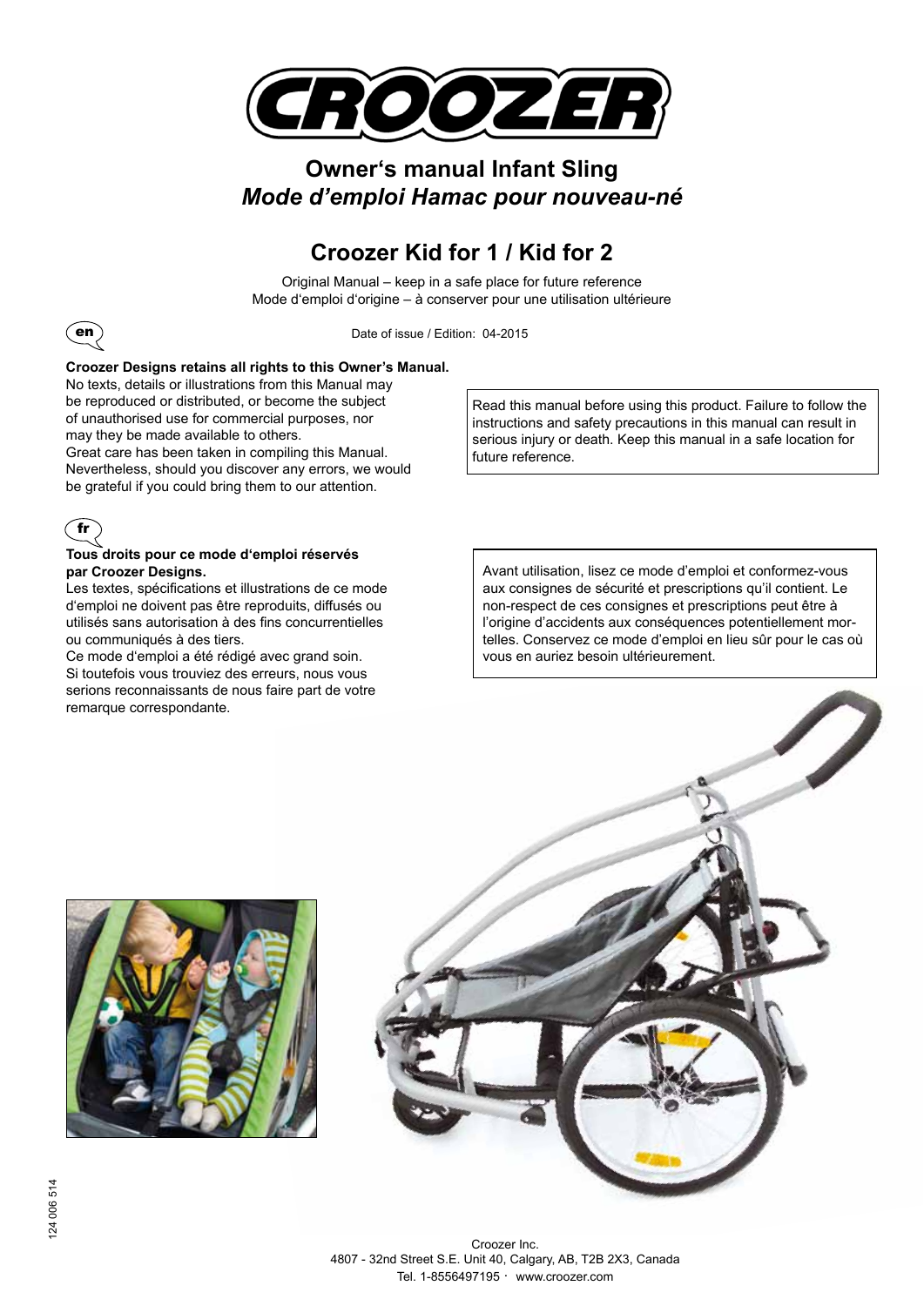# CROOZER

## Owner‘s manual Infant Sling

## *Mode d’emploi Hamac pour nouveau-né*

## Croozer Kid for 1 / Kid for 2

Original Manual – keep in a safe place for future reference
Mode d‘emploi d‘origine – à conserver pour une utilisation ultérieure

en

Date of issue / Edition: 04-2015

**Croozer Designs retains all rights to this Owner’s Manual.**
No texts, details or illustrations from this Manual may be reproduced or distributed, or become the subject of unauthorised use for commercial purposes, nor may they be made available to others.
Great care has been taken in compiling this Manual. Nevertheless, should you discover any errors, we would be grateful if you could bring them to our attention.

Read this manual before using this product. Failure to follow the instructions and safety precautions in this manual can result in serious injury or death. Keep this manual in a safe location for future reference.

fr

**Tous droits pour ce mode d‘emploi réservés par Croozer Designs.**
Les textes, spécifications et illustrations de ce mode d‘emploi ne doivent pas être reproduits, diffusés ou utilisés sans autorisation à des fins concurrentielles ou communiqués à des tiers.
Ce mode d‘emploi a été rédigé avec grand soin. Si toutefois vous trouviez des erreurs, nous vous serions reconnaissants de nous faire part de votre remarque correspondante.

Avant utilisation, lisez ce mode d’emploi et conformez-vous aux consignes de sécurité et prescriptions qu’il contient. Le non-respect de ces consignes et prescriptions peut être à l’origine d’accidents aux conséquences potentiellement mortelles. Conservez ce mode d’emploi en lieu sûr pour le cas où vous en auriez besoin ultérieurement.

124 006 514

Croozer Inc.
4807 - 32nd Street S.E. Unit 40, Calgary, AB, T2B 2X3, Canada
Tel. 1-8556497195 · www.croozer.com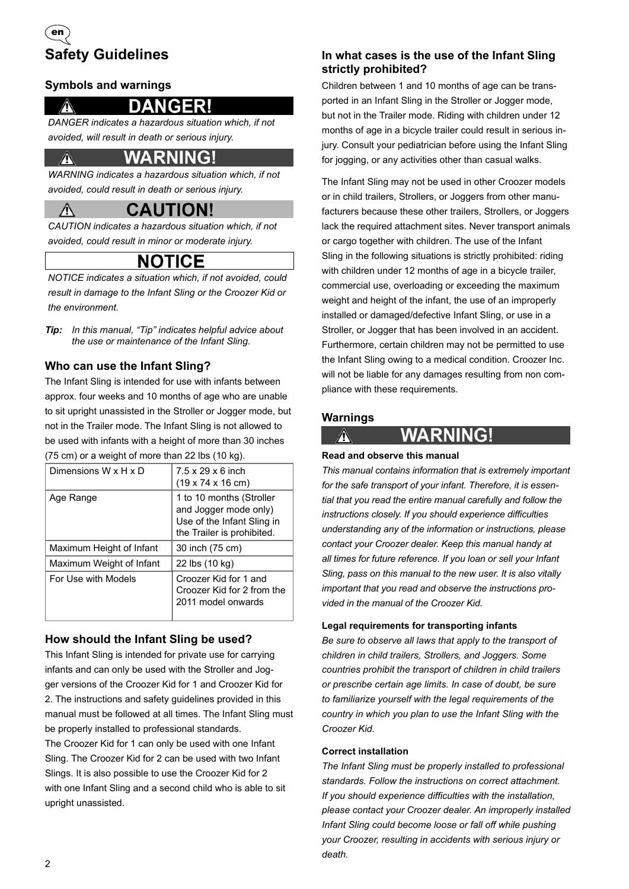# Safety Guidelines

## Symbols and warnings

**⚠ DANGER!**

*DANGER indicates a hazardous situation which, if not avoided, will result in death or serious injury.*

**⚠ WARNING!**

*WARNING indicates a hazardous situation which, if not avoided, could result in death or serious injury.*

**⚠ CAUTION!**

*CAUTION indicates a hazardous situation which, if not avoided, could result in minor or moderate injury.*

**NOTICE**

*NOTICE indicates a situation which, if not avoided, could result in damage to the Infant Sling or the Croozer Kid or the environment.*

***Tip:*** *In this manual, "Tip" indicates helpful advice about the use or maintenance of the Infant Sling.*

## Who can use the Infant Sling?

The Infant Sling is intended for use with infants between approx. four weeks and 10 months of age who are unable to sit upright unassisted in the Stroller or Jogger mode, but not in the Trailer mode. The Infant Sling is not allowed to be used with infants with a height of more than 30 inches (75 cm) or a weight of more than 22 lbs (10 kg).

| Dimensions W x H x D | 7.5 x 29 x 6 inch (19 x 74 x 16 cm) |
|---|---|
| Age Range | 1 to 10 months (Stroller and Jogger mode only) Use of the Infant Sling in the Trailer is prohibited. |
| Maximum Height of Infant | 30 inch (75 cm) |
| Maximum Weight of Infant | 22 lbs (10 kg) |
| For Use with Models | Croozer Kid for 1 and Croozer Kid for 2 from the 2011 model onwards |

## How should the Infant Sling be used?

This Infant Sling is intended for private use for carrying infants and can only be used with the Stroller and Jogger versions of the Croozer Kid for 1 and Croozer Kid for 2. The instructions and safety guidelines provided in this manual must be followed at all times. The Infant Sling must be properly installed to professional standards.

The Croozer Kid for 1 can only be used with one Infant Sling. The Croozer Kid for 2 can be used with two Infant Slings. It is also possible to use the Croozer Kid for 2 with one Infant Sling and a second child who is able to sit upright unassisted.

## In what cases is the use of the Infant Sling strictly prohibited?

Children between 1 and 10 months of age can be transported in an Infant Sling in the Stroller or Jogger mode, but not in the Trailer mode. Riding with children under 12 months of age in a bicycle trailer could result in serious injury. Consult your pediatrician before using the Infant Sling for jogging, or any activities other than casual walks.

The Infant Sling may not be used in other Croozer models or in child trailers, Strollers, or Joggers from other manufacturers because these other trailers, Strollers, or Joggers lack the required attachment sites. Never transport animals or cargo together with children. The use of the Infant Sling in the following situations is strictly prohibited: riding with children under 12 months of age in a bicycle trailer, commercial use, overloading or exceeding the maximum weight and height of the infant, the use of an improperly installed or damaged/defective Infant Sling, or use in a Stroller, or Jogger that has been involved in an accident. Furthermore, certain children may not be permitted to use the Infant Sling owing to a medical condition. Croozer Inc. will not be liable for any damages resulting from non compliance with these requirements.

## Warnings

**⚠ WARNING!**

**Read and observe this manual**

*This manual contains information that is extremely important for the safe transport of your infant. Therefore, it is essential that you read the entire manual carefully and follow the instructions closely. If you should experience difficulties understanding any of the information or instructions, please contact your Croozer dealer. Keep this manual handy at all times for future reference. If you loan or sell your Infant Sling, pass on this manual to the new user. It is also vitally important that you read and observe the instructions provided in the manual of the Croozer Kid.*

**Legal requirements for transporting infants**

*Be sure to observe all laws that apply to the transport of children in child trailers, Strollers, and Joggers. Some countries prohibit the transport of children in child trailers or prescribe certain age limits. In case of doubt, be sure to familiarize yourself with the legal requirements of the country in which you plan to use the Infant Sling with the Croozer Kid.*

**Correct installation**

*The Infant Sling must be properly installed to professional standards. Follow the instructions on correct attachment. If you should experience difficulties with the installation, please contact your Croozer dealer. An improperly installed Infant Sling could become loose or fall off while pushing your Croozer, resulting in accidents with serious injury or death.*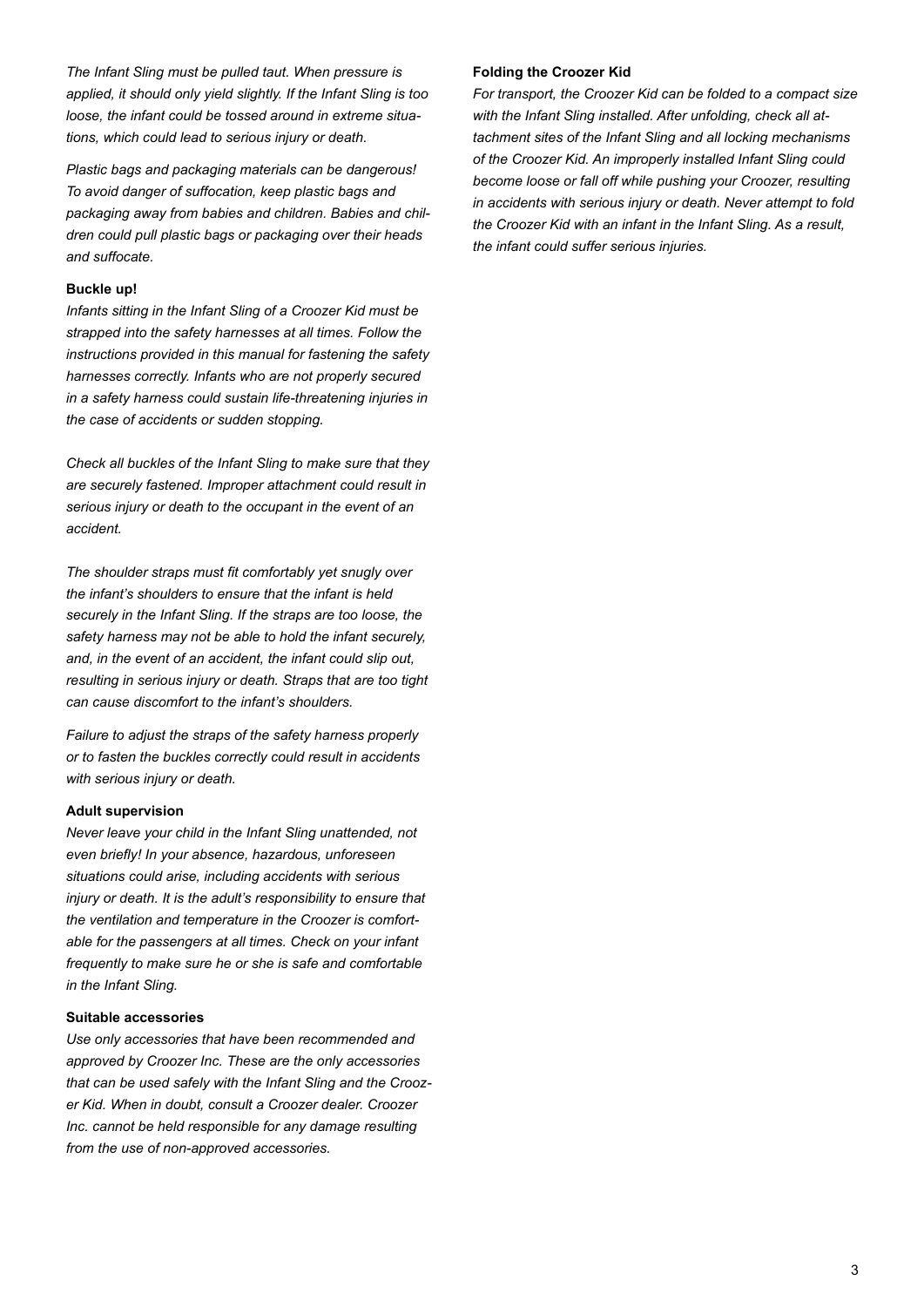*The Infant Sling must be pulled taut. When pressure is applied, it should only yield slightly. If the Infant Sling is too loose, the infant could be tossed around in extreme situations, which could lead to serious injury or death.*

*Plastic bags and packaging materials can be dangerous! To avoid danger of suffocation, keep plastic bags and packaging away from babies and children. Babies and children could pull plastic bags or packaging over their heads and suffocate.*

**Buckle up!**

*Infants sitting in the Infant Sling of a Croozer Kid must be strapped into the safety harnesses at all times. Follow the instructions provided in this manual for fastening the safety harnesses correctly. Infants who are not properly secured in a safety harness could sustain life-threatening injuries in the case of accidents or sudden stopping.*

*Check all buckles of the Infant Sling to make sure that they are securely fastened. Improper attachment could result in serious injury or death to the occupant in the event of an accident.*

*The shoulder straps must fit comfortably yet snugly over the infant's shoulders to ensure that the infant is held securely in the Infant Sling. If the straps are too loose, the safety harness may not be able to hold the infant securely, and, in the event of an accident, the infant could slip out, resulting in serious injury or death. Straps that are too tight can cause discomfort to the infant's shoulders.*

*Failure to adjust the straps of the safety harness properly or to fasten the buckles correctly could result in accidents with serious injury or death.*

**Adult supervision**

*Never leave your child in the Infant Sling unattended, not even briefly! In your absence, hazardous, unforeseen situations could arise, including accidents with serious injury or death. It is the adult's responsibility to ensure that the ventilation and temperature in the Croozer is comfortable for the passengers at all times. Check on your infant frequently to make sure he or she is safe and comfortable in the Infant Sling.*

**Suitable accessories**

*Use only accessories that have been recommended and approved by Croozer Inc. These are the only accessories that can be used safely with the Infant Sling and the Croozer Kid. When in doubt, consult a Croozer dealer. Croozer Inc. cannot be held responsible for any damage resulting from the use of non-approved accessories.*

**Folding the Croozer Kid**

*For transport, the Croozer Kid can be folded to a compact size with the Infant Sling installed. After unfolding, check all attachment sites of the Infant Sling and all locking mechanisms of the Croozer Kid. An improperly installed Infant Sling could become loose or fall off while pushing your Croozer, resulting in accidents with serious injury or death. Never attempt to fold the Croozer Kid with an infant in the Infant Sling. As a result, the infant could suffer serious injuries.*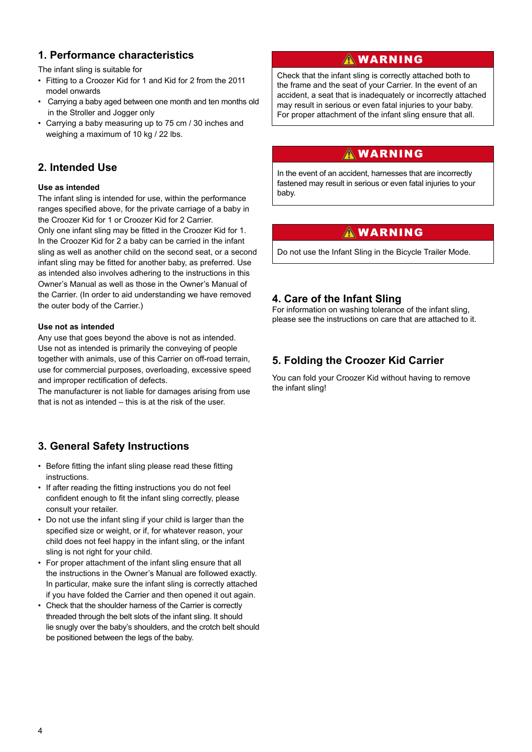## 1. Performance characteristics

The infant sling is suitable for

- Fitting to a Croozer Kid for 1 and Kid for 2 from the 2011 model onwards
- Carrying a baby aged between one month and ten months old in the Stroller and Jogger only
- Carrying a baby measuring up to 75 cm / 30 inches and weighing a maximum of 10 kg / 22 lbs.

## 2. Intended Use

**Use as intended**

The infant sling is intended for use, within the performance ranges specified above, for the private carriage of a baby in the Croozer Kid for 1 or Croozer Kid for 2 Carrier.
Only one infant sling may be fitted in the Croozer Kid for 1. In the Croozer Kid for 2 a baby can be carried in the infant sling as well as another child on the second seat, or a second infant sling may be fitted for another baby, as preferred. Use as intended also involves adhering to the instructions in this Owner's Manual as well as those in the Owner's Manual of the Carrier. (In order to aid understanding we have removed the outer body of the Carrier.)

**Use not as intended**

Any use that goes beyond the above is not as intended. Use not as intended is primarily the conveying of people together with animals, use of this Carrier on off-road terrain, use for commercial purposes, overloading, excessive speed and improper rectification of defects.
The manufacturer is not liable for damages arising from use that is not as intended – this is at the risk of the user.

## 3. General Safety Instructions

- Before fitting the infant sling please read these fitting instructions.
- If after reading the fitting instructions you do not feel confident enough to fit the infant sling correctly, please consult your retailer.
- Do not use the infant sling if your child is larger than the specified size or weight, or if, for whatever reason, your child does not feel happy in the infant sling, or the infant sling is not right for your child.
- For proper attachment of the infant sling ensure that all the instructions in the Owner's Manual are followed exactly. In particular, make sure the infant sling is correctly attached if you have folded the Carrier and then opened it out again.
- Check that the shoulder harness of the Carrier is correctly threaded through the belt slots of the infant sling. It should lie snugly over the baby's shoulders, and the crotch belt should be positioned between the legs of the baby.

**⚠ WARNING**

Check that the infant sling is correctly attached both to the frame and the seat of your Carrier. In the event of an accident, a seat that is inadequately or incorrectly attached may result in serious or even fatal injuries to your baby. For proper attachment of the infant sling ensure that all.

**⚠ WARNING**

In the event of an accident, harnesses that are incorrectly fastened may result in serious or even fatal injuries to your baby.

**⚠ WARNING**

Do not use the Infant Sling in the Bicycle Trailer Mode.

## 4. Care of the Infant Sling

For information on washing tolerance of the infant sling, please see the instructions on care that are attached to it.

## 5. Folding the Croozer Kid Carrier

You can fold your Croozer Kid without having to remove the infant sling!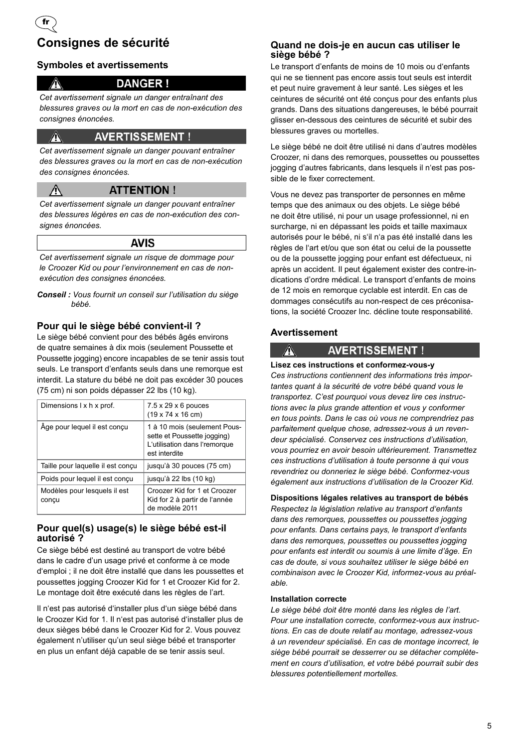# Consignes de sécurité

## Symboles et avertissements

**⚠ DANGER !**

*Cet avertissement signale un danger entraînant des blessures graves ou la mort en cas de non-exécution des consignes énoncées.*

**⚠ AVERTISSEMENT !**

*Cet avertissement signale un danger pouvant entraîner des blessures graves ou la mort en cas de non-exécution des consignes énoncées.*

**⚠ ATTENTION !**

*Cet avertissement signale un danger pouvant entraîner des blessures légères en cas de non-exécution des consignes énoncées.*

**AVIS**

*Cet avertissement signale un risque de dommage pour le Croozer Kid ou pour l'environnement en cas de non-exécution des consignes énoncées.*

**Conseil :** *Vous fournit un conseil sur l'utilisation du siège bébé.*

## Pour qui le siège bébé convient-il ?

Le siège bébé convient pour des bébés âgés environs de quatre semaines à dix mois (seulement Poussette et Poussette jogging) encore incapables de se tenir assis tout seuls. Le transport d'enfants seuls dans une remorque est interdit. La stature du bébé ne doit pas excéder 30 pouces (75 cm) ni son poids dépasser 22 lbs (10 kg).

| | |
|---|---|
| Dimensions l x h x prof. | 7.5 x 29 x 6 pouces (19 x 74 x 16 cm) |
| Âge pour lequel il est conçu | 1 à 10 mois (seulement Poussette et Poussette jogging) L'utilisation dans l'remorque est interdite |
| Taille pour laquelle il est conçu | jusqu'à 30 pouces (75 cm) |
| Poids pour lequel il est conçu | jusqu'à 22 lbs (10 kg) |
| Modèles pour lesquels il est conçu | Croozer Kid for 1 et Croozer Kid for 2 à partir de l'année de modèle 2011 |

## Pour quel(s) usage(s) le siège bébé est-il autorisé ?

Ce siège bébé est destiné au transport de votre bébé dans le cadre d'un usage privé et conforme à ce mode d'emploi ; il ne doit être installé que dans les poussettes et poussettes jogging Croozer Kid for 1 et Croozer Kid for 2. Le montage doit être exécuté dans les règles de l'art.

Il n'est pas autorisé d'installer plus d'un siège bébé dans le Croozer Kid for 1. Il n'est pas autorisé d'installer plus de deux sièges bébé dans le Croozer Kid for 2. Vous pouvez également n'utiliser qu'un seul siège bébé et transporter en plus un enfant déjà capable de se tenir assis seul.

## Quand ne dois-je en aucun cas utiliser le siège bébé ?

Le transport d'enfants de moins de 10 mois ou d'enfants qui ne se tiennent pas encore assis tout seuls est interdit et peut nuire gravement à leur santé. Les sièges et les ceintures de sécurité ont été conçus pour des enfants plus grands. Dans des situations dangereuses, le bébé pourrait glisser en-dessous des ceintures de sécurité et subir des blessures graves ou mortelles.

Le siège bébé ne doit être utilisé ni dans d'autres modèles Croozer, ni dans des remorques, poussettes ou poussettes jogging d'autres fabricants, dans lesquels il n'est pas possible de le fixer correctement.

Vous ne devez pas transporter de personnes en même temps que des animaux ou des objets. Le siège bébé ne doit être utilisé, ni pour un usage professionnel, ni en surcharge, ni en dépassant les poids et taille maximaux autorisés pour le bébé, ni s'il n'a pas été installé dans les règles de l'art et/ou que son état ou celui de la poussette ou de la poussette jogging pour enfant est défectueux, ni après un accident. Il peut également exister des contre-indications d'ordre médical. Le transport d'enfants de moins de 12 mois en remorque cyclable est interdit. En cas de dommages consécutifs au non-respect de ces préconisations, la société Croozer Inc. décline toute responsabilité.

## Avertissement

**⚠ AVERTISSEMENT !**

**Lisez ces instructions et conformez-vous-y**

*Ces instructions contiennent des informations très importantes quant à la sécurité de votre bébé quand vous le transportez. C'est pourquoi vous devez lire ces instructions avec la plus grande attention et vous y conformer en tous points. Dans le cas où vous ne comprendriez pas parfaitement quelque chose, adressez-vous à un revendeur spécialisé. Conservez ces instructions d'utilisation, vous pourriez en avoir besoin ultérieurement. Transmettez ces instructions d'utilisation à toute personne à qui vous revendriez ou donneriez le siège bébé. Conformez-vous également aux instructions d'utilisation de la Croozer Kid.*

**Dispositions légales relatives au transport de bébés**

*Respectez la législation relative au transport d'enfants dans des remorques, poussettes ou poussettes jogging pour enfants. Dans certains pays, le transport d'enfants dans des remorques, poussettes ou poussettes jogging pour enfants est interdit ou soumis à une limite d'âge. En cas de doute, si vous souhaitez utiliser le siège bébé en combinaison avec le Croozer Kid, informez-vous au préalable.*

**Installation correcte**

*Le siège bébé doit être monté dans les règles de l'art. Pour une installation correcte, conformez-vous aux instructions. En cas de doute relatif au montage, adressez-vous à un revendeur spécialisé. En cas de montage incorrect, le siège bébé pourrait se desserrer ou se détacher complètement en cours d'utilisation, et votre bébé pourrait subir des blessures potentiellement mortelles.*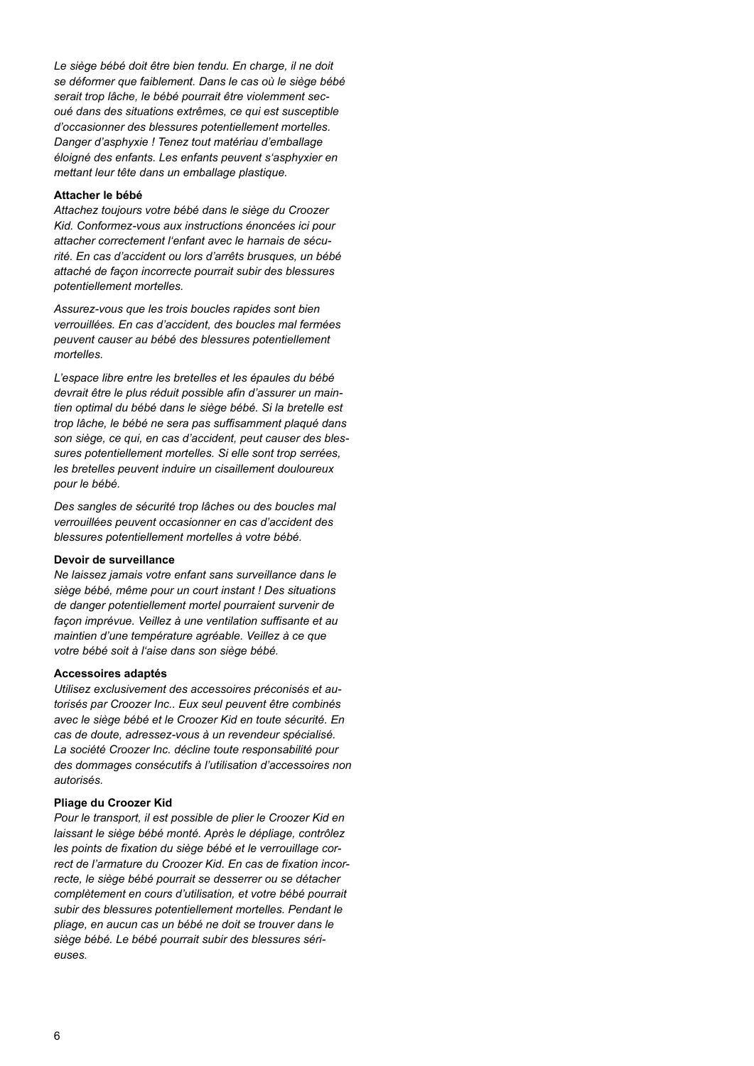*Le siège bébé doit être bien tendu. En charge, il ne doit se déformer que faiblement. Dans le cas où le siège bébé serait trop lâche, le bébé pourrait être violemment secoué dans des situations extrêmes, ce qui est susceptible d'occasionner des blessures potentiellement mortelles.*
*Danger d'asphyxie ! Tenez tout matériau d'emballage éloigné des enfants. Les enfants peuvent s'asphyxier en mettant leur tête dans un emballage plastique.*

**Attacher le bébé**

*Attachez toujours votre bébé dans le siège du Croozer Kid. Conformez-vous aux instructions énoncées ici pour attacher correctement l'enfant avec le harnais de sécurité. En cas d'accident ou lors d'arrêts brusques, un bébé attaché de façon incorrecte pourrait subir des blessures potentiellement mortelles.*

*Assurez-vous que les trois boucles rapides sont bien verrouillées. En cas d'accident, des boucles mal fermées peuvent causer au bébé des blessures potentiellement mortelles.*

*L'espace libre entre les bretelles et les épaules du bébé devrait être le plus réduit possible afin d'assurer un maintien optimal du bébé dans le siège bébé. Si la bretelle est trop lâche, le bébé ne sera pas suffisamment plaqué dans son siège, ce qui, en cas d'accident, peut causer des blessures potentiellement mortelles. Si elle sont trop serrées, les bretelles peuvent induire un cisaillement douloureux pour le bébé.*

*Des sangles de sécurité trop lâches ou des boucles mal verrouillées peuvent occasionner en cas d'accident des blessures potentiellement mortelles à votre bébé.*

**Devoir de surveillance**

*Ne laissez jamais votre enfant sans surveillance dans le siège bébé, même pour un court instant ! Des situations de danger potentiellement mortel pourraient survenir de façon imprévue. Veillez à une ventilation suffisante et au maintien d'une température agréable. Veillez à ce que votre bébé soit à l'aise dans son siège bébé.*

**Accessoires adaptés**

*Utilisez exclusivement des accessoires préconisés et autorisés par Croozer Inc.. Eux seul peuvent être combinés avec le siège bébé et le Croozer Kid en toute sécurité. En cas de doute, adressez-vous à un revendeur spécialisé. La société Croozer Inc. décline toute responsabilité pour des dommages consécutifs à l'utilisation d'accessoires non autorisés.*

**Pliage du Croozer Kid**

*Pour le transport, il est possible de plier le Croozer Kid en laissant le siège bébé monté. Après le dépliage, contrôlez les points de fixation du siège bébé et le verrouillage correct de l'armature du Croozer Kid. En cas de fixation incorrecte, le siège bébé pourrait se desserrer ou se détacher complètement en cours d'utilisation, et votre bébé pourrait subir des blessures potentiellement mortelles. Pendant le pliage, en aucun cas un bébé ne doit se trouver dans le siège bébé. Le bébé pourrait subir des blessures sérieuses.*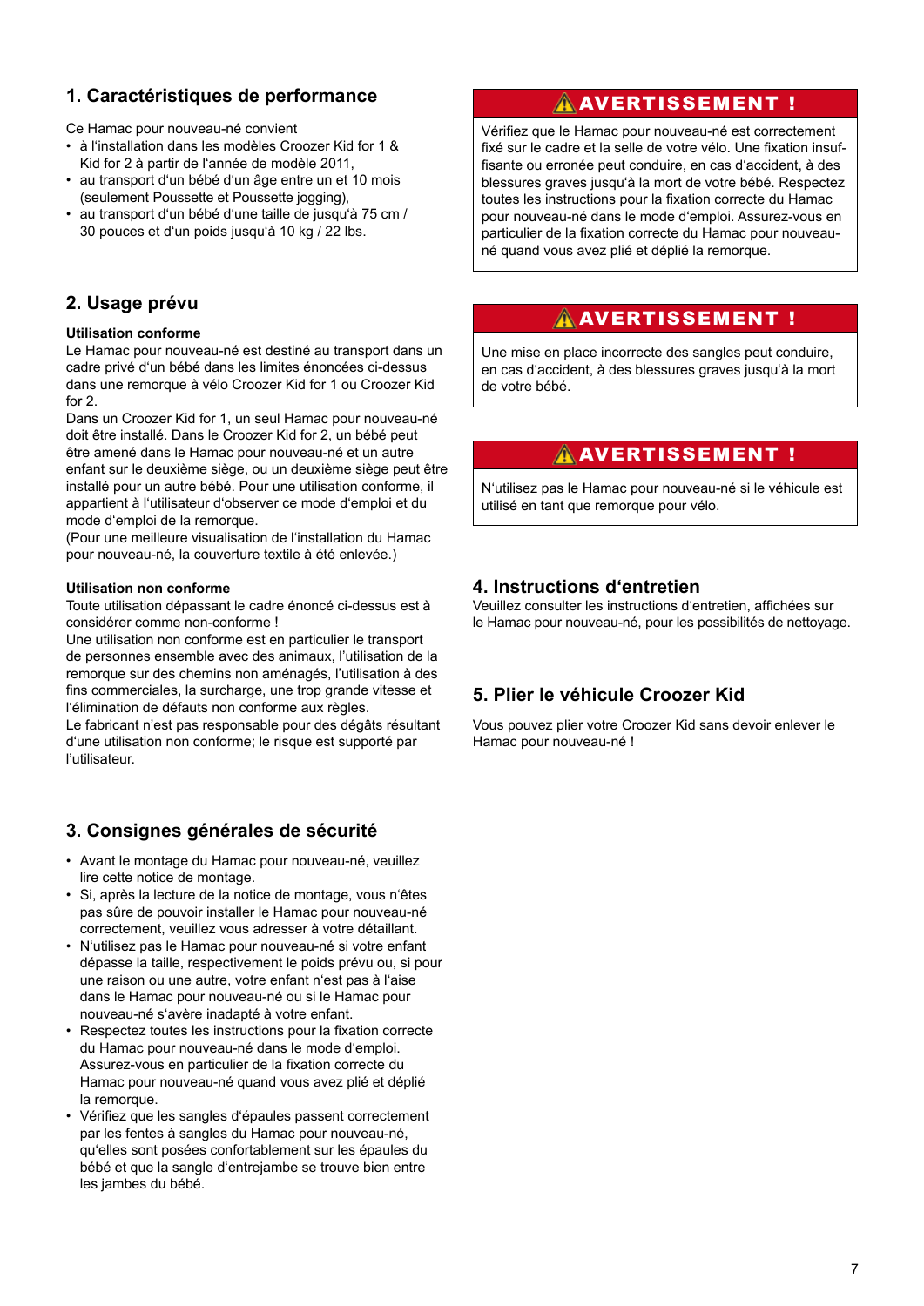## 1. Caractéristiques de performance

Ce Hamac pour nouveau-né convient

- à l'installation dans les modèles Croozer Kid for 1 & Kid for 2 à partir de l'année de modèle 2011,
- au transport d'un bébé d'un âge entre un et 10 mois (seulement Poussette et Poussette jogging),
- au transport d'un bébé d'une taille de jusqu'à 75 cm / 30 pouces et d'un poids jusqu'à 10 kg / 22 lbs.

## 2. Usage prévu

**Utilisation conforme**

Le Hamac pour nouveau-né est destiné au transport dans un cadre privé d'un bébé dans les limites énoncées ci-dessus dans une remorque à vélo Croozer Kid for 1 ou Croozer Kid for 2.

Dans un Croozer Kid for 1, un seul Hamac pour nouveau-né doit être installé. Dans le Croozer Kid for 2, un bébé peut être amené dans le Hamac pour nouveau-né et un autre enfant sur le deuxième siège, ou un deuxième siège peut être installé pour un autre bébé. Pour une utilisation conforme, il appartient à l'utilisateur d'observer ce mode d'emploi et du mode d'emploi de la remorque.

(Pour une meilleure visualisation de l'installation du Hamac pour nouveau-né, la couverture textile à été enlevée.)

**Utilisation non conforme**

Toute utilisation dépassant le cadre énoncé ci-dessus est à considérer comme non-conforme !

Une utilisation non conforme est en particulier le transport de personnes ensemble avec des animaux, l'utilisation de la remorque sur des chemins non aménagés, l'utilisation à des fins commerciales, la surcharge, une trop grande vitesse et l'élimination de défauts non conforme aux règles.

Le fabricant n'est pas responsable pour des dégâts résultant d'une utilisation non conforme; le risque est supporté par l'utilisateur.

## 3. Consignes générales de sécurité

- Avant le montage du Hamac pour nouveau-né, veuillez lire cette notice de montage.
- Si, après la lecture de la notice de montage, vous n'êtes pas sûre de pouvoir installer le Hamac pour nouveau-né correctement, veuillez vous adresser à votre détaillant.
- N'utilisez pas le Hamac pour nouveau-né si votre enfant dépasse la taille, respectivement le poids prévu ou, si pour une raison ou une autre, votre enfant n'est pas à l'aise dans le Hamac pour nouveau-né ou si le Hamac pour nouveau-né s'avère inadapté à votre enfant.
- Respectez toutes les instructions pour la fixation correcte du Hamac pour nouveau-né dans le mode d'emploi. Assurez-vous en particulier de la fixation correcte du Hamac pour nouveau-né quand vous avez plié et déplié la remorque.
- Vérifiez que les sangles d'épaules passent correctement par les fentes à sangles du Hamac pour nouveau-né, qu'elles sont posées confortablement sur les épaules du bébé et que la sangle d'entrejambe se trouve bien entre les jambes du bébé.

**⚠ AVERTISSEMENT !**

Vérifiez que le Hamac pour nouveau-né est correctement fixé sur le cadre et la selle de votre vélo. Une fixation insuffisante ou erronée peut conduire, en cas d'accident, à des blessures graves jusqu'à la mort de votre bébé. Respectez toutes les instructions pour la fixation correcte du Hamac pour nouveau-né dans le mode d'emploi. Assurez-vous en particulier de la fixation correcte du Hamac pour nouveau-né quand vous avez plié et déplié la remorque.

**⚠ AVERTISSEMENT !**

Une mise en place incorrecte des sangles peut conduire, en cas d'accident, à des blessures graves jusqu'à la mort de votre bébé.

**⚠ AVERTISSEMENT !**

N'utilisez pas le Hamac pour nouveau-né si le véhicule est utilisé en tant que remorque pour vélo.

## 4. Instructions d'entretien

Veuillez consulter les instructions d'entretien, affichées sur le Hamac pour nouveau-né, pour les possibilités de nettoyage.

## 5. Plier le véhicule Croozer Kid

Vous pouvez plier votre Croozer Kid sans devoir enlever le Hamac pour nouveau-né !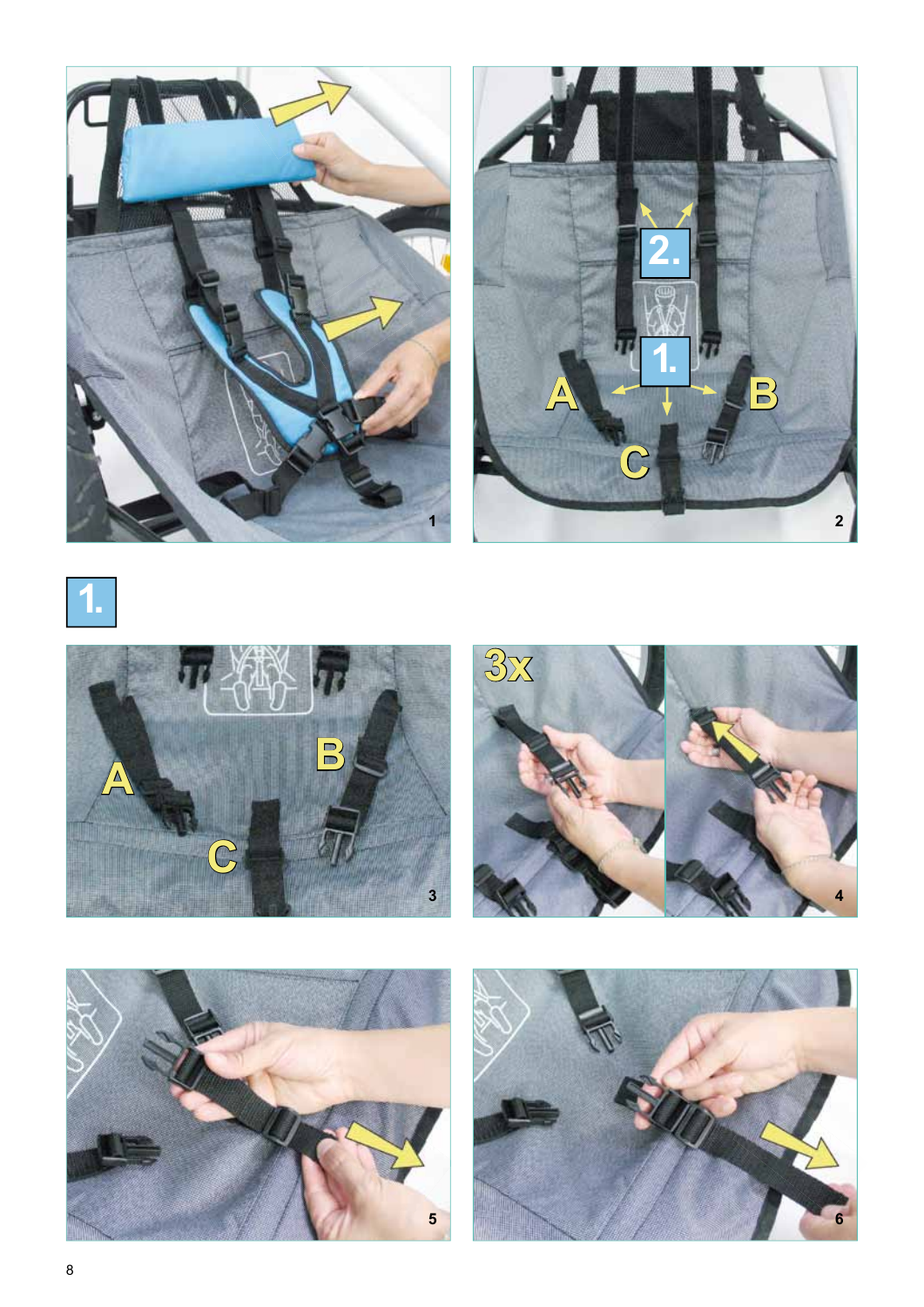# 1.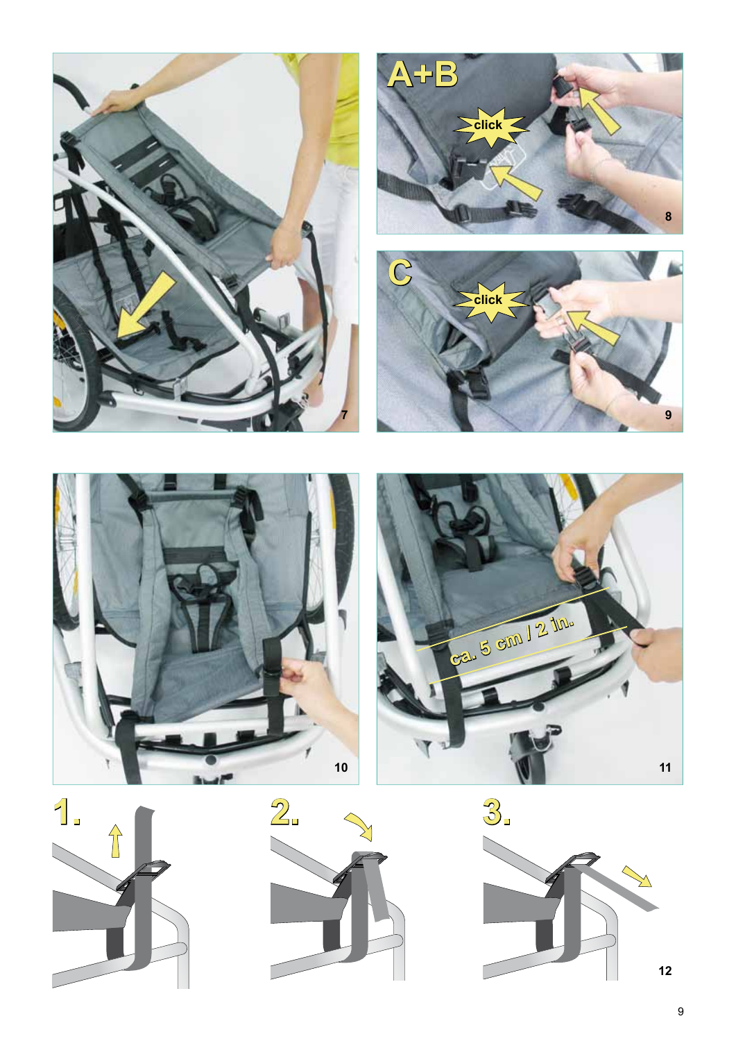A+B

click

C

click

ca. 5 cm / 2 in.

1.

2.

3.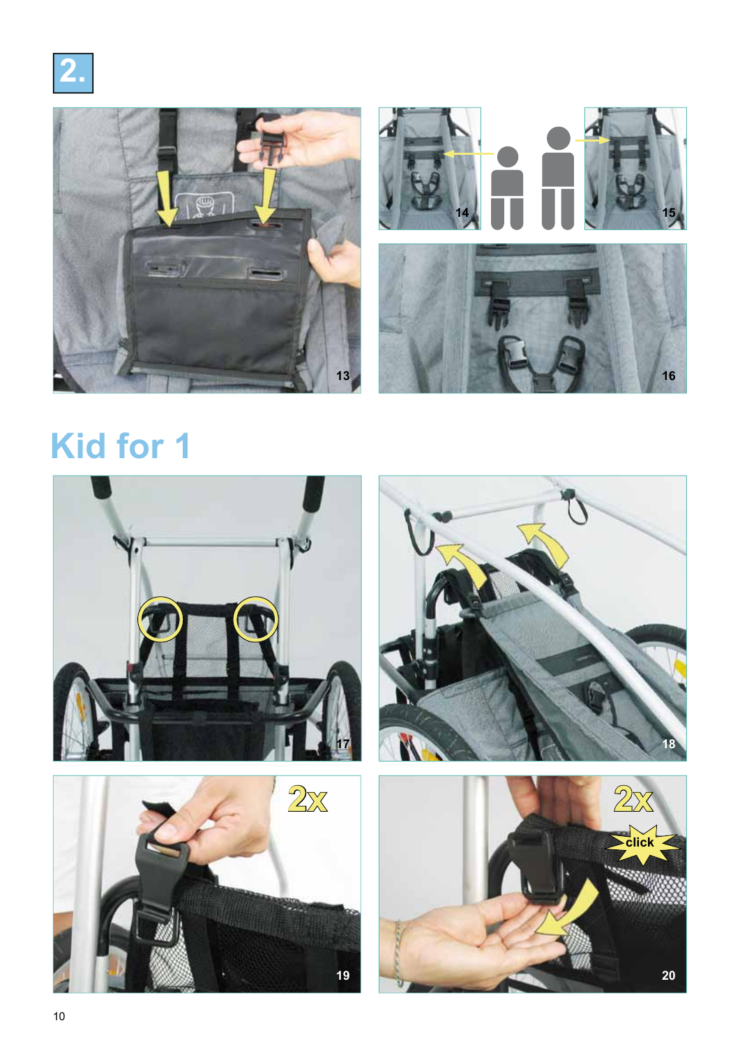# 2.

13

14

15

16

## Kid for 1

17

18

2x

19

2x

click

20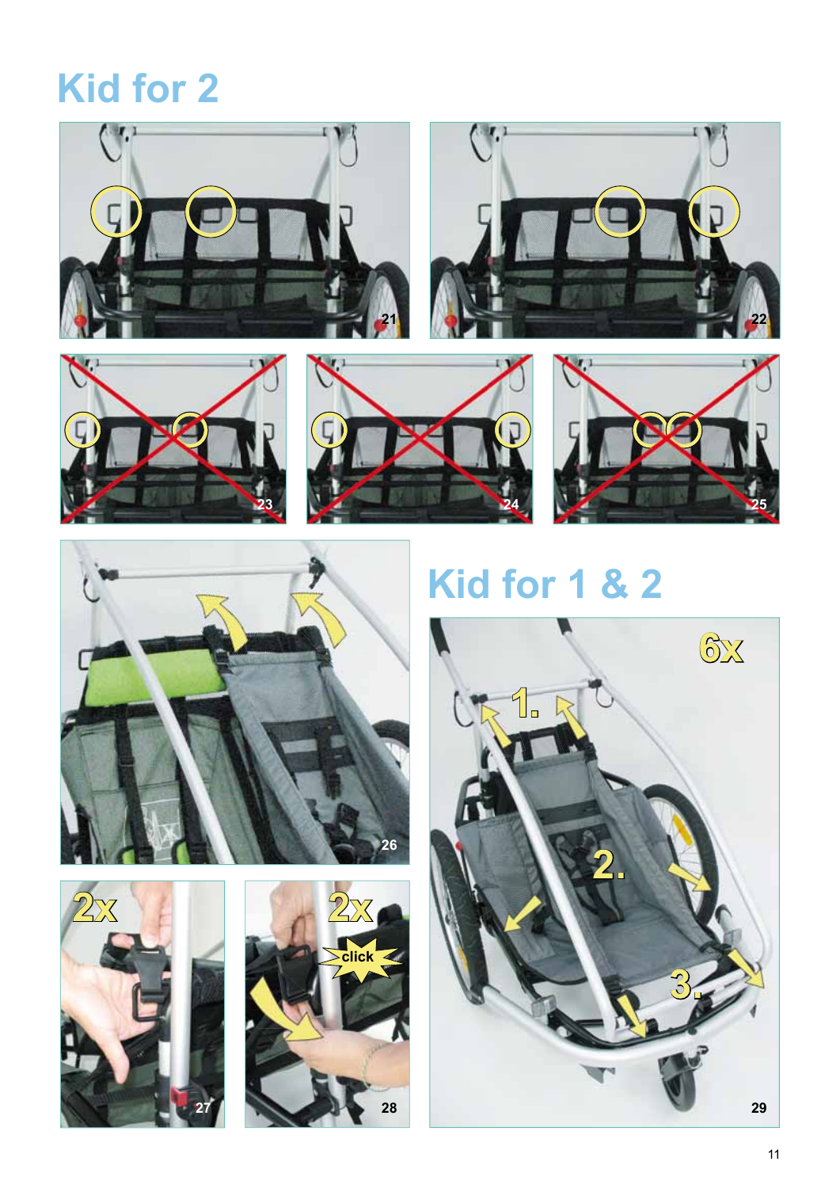# Kid for 2

# Kid for 1 & 2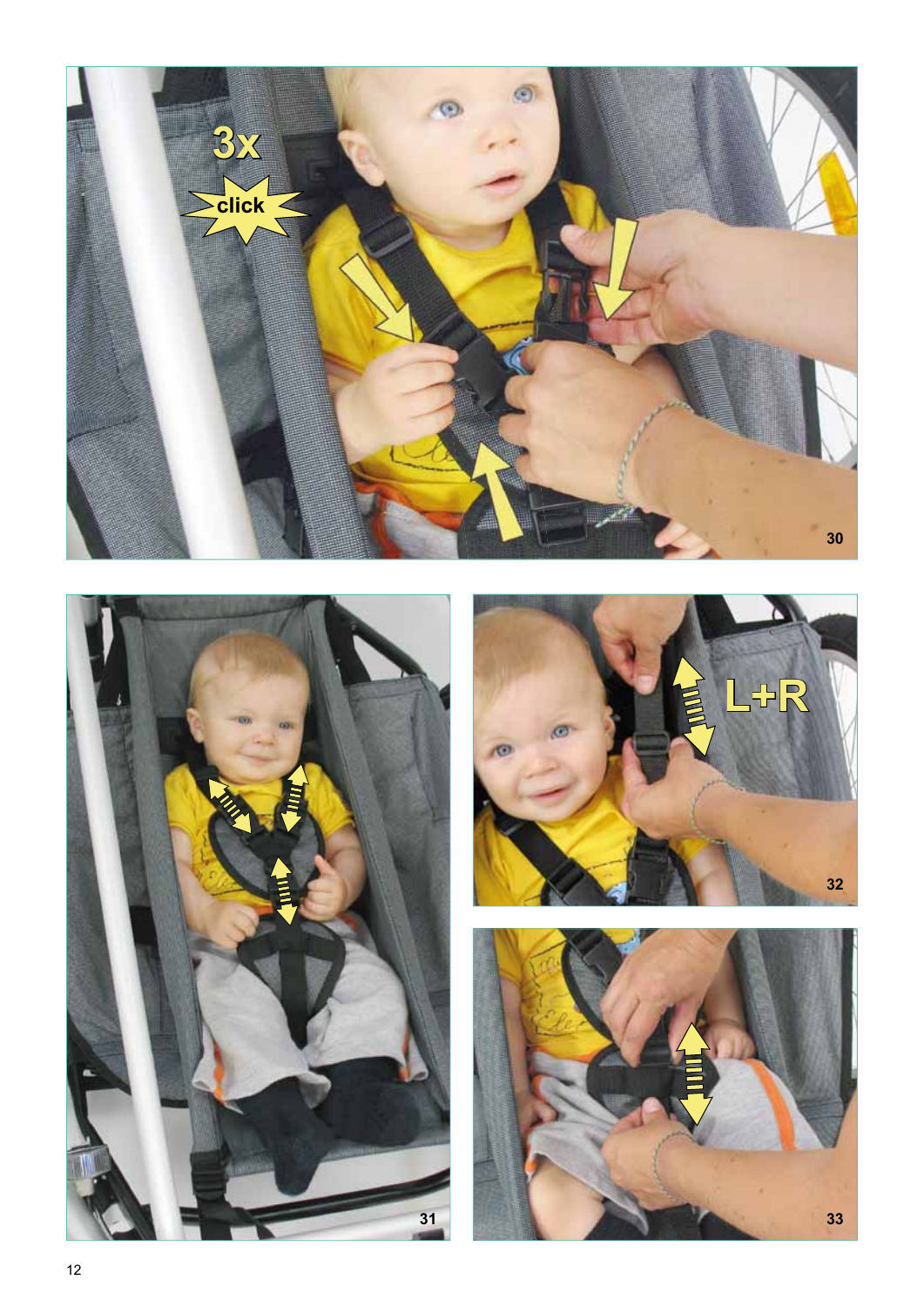3x

click

30

31

L+R

32

33